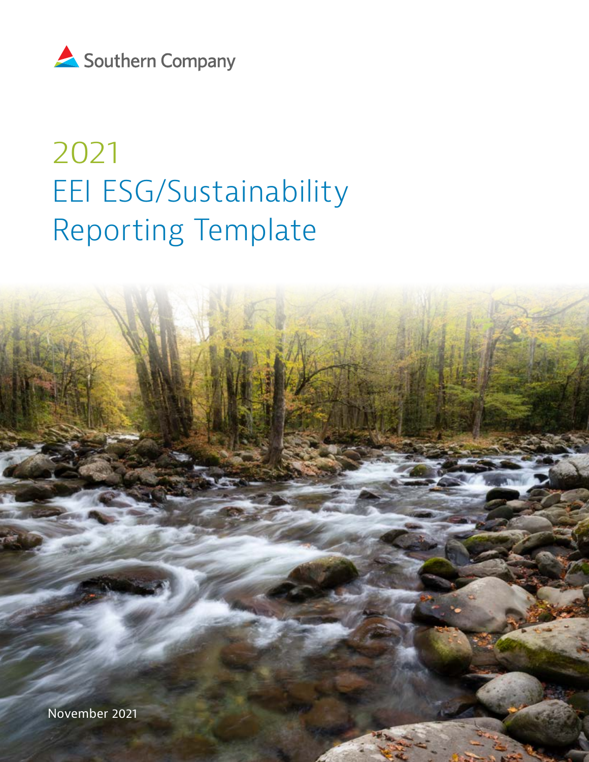Southern Company

# 2021 EEI ESG/Sustainability Reporting Template

November 2021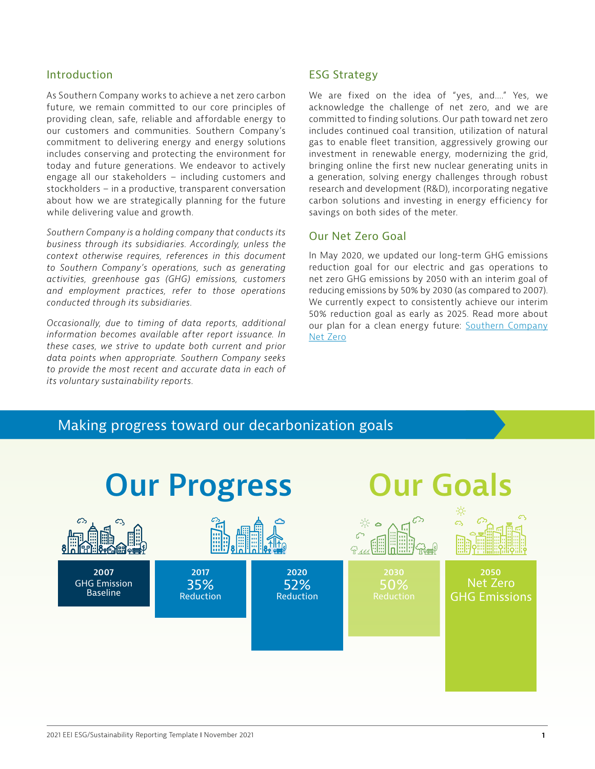## Introduction

As Southern Company works to achieve a net zero carbon future, we remain committed to our core principles of providing clean, safe, reliable and affordable energy to our customers and communities. Southern Company's commitment to delivering energy and energy solutions includes conserving and protecting the environment for today and future generations. We endeavor to actively engage all our stakeholders – including customers and stockholders – in a productive, transparent conversation about how we are strategically planning for the future while delivering value and growth.

*Southern Company is a holding company that conducts its business through its subsidiaries. Accordingly, unless the context otherwise requires, references in this document to Southern Company's operations, such as generating activities, greenhouse gas (GHG) emissions, customers and employment practices, refer to those operations conducted through its subsidiaries.*

*Occasionally, due to timing of data reports, additional information becomes available after report issuance. In these cases, we strive to update both current and prior data points when appropriate. Southern Company seeks to provide the most recent and accurate data in each of its voluntary sustainability reports.*

## ESG Strategy

We are fixed on the idea of "yes, and...." Yes, we acknowledge the challenge of net zero, and we are committed to finding solutions. Our path toward net zero includes continued coal transition, utilization of natural gas to enable fleet transition, aggressively growing our investment in renewable energy, modernizing the grid, bringing online the first new nuclear generating units in a generation, solving energy challenges through robust research and development (R&D), incorporating negative carbon solutions and investing in energy efficiency for savings on both sides of the meter.

## Our Net Zero Goal

In May 2020, we updated our long-term GHG emissions reduction goal for our electric and gas operations to net zero GHG emissions by 2050 with an interim goal of reducing emissions by 50% by 2030 (as compared to 2007). We currently expect to consistently achieve our interim 50% reduction goal as early as 2025. Read more about our plan for a clean energy future: [Southern Company Net Zero]

## Making progress toward our decarbonization goals

### Our Progress

**2007**
GHG Emission Baseline

**2017**
35%
Reduction

**2020**
52%
Reduction

### Our Goals

**2030**
50%
Reduction

**2050**
Net Zero
GHG Emissions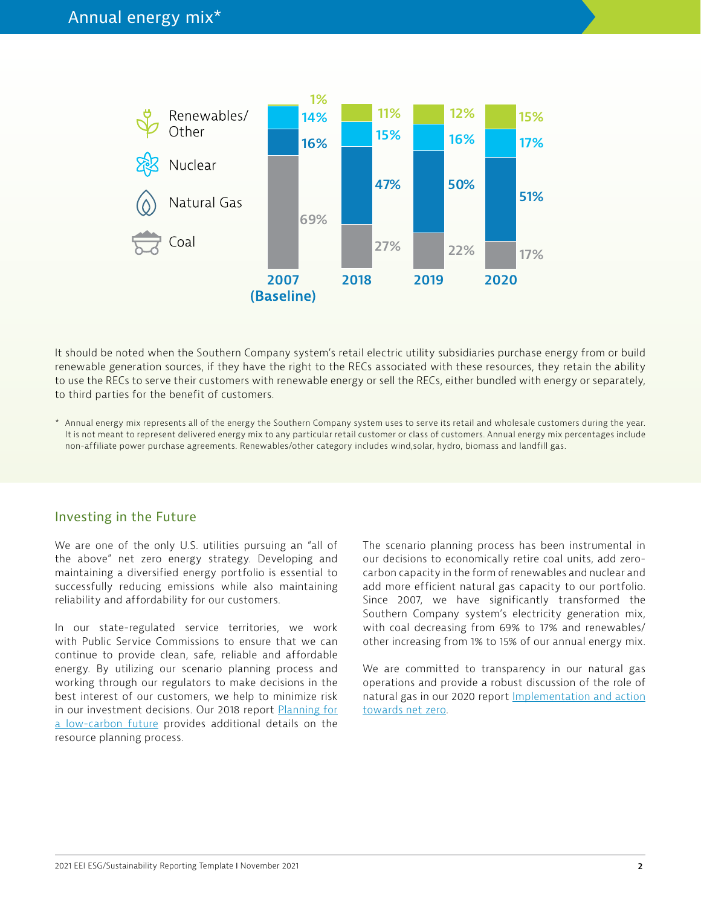## Annual energy mix*

| | 2007 (Baseline) | 2018 | 2019 | 2020 |
| --- | --- | --- | --- | --- |
| Renewables/Other | 1% | 11% | 12% | 15% |
| Nuclear | 14% | 15% | 16% | 17% |
| Natural Gas | 16% | 47% | 50% | 51% |
| Coal | 69% | 27% | 22% | 17% |

It should be noted when the Southern Company system's retail electric utility subsidiaries purchase energy from or build renewable generation sources, if they have the right to the RECs associated with these resources, they retain the ability to use the RECs to serve their customers with renewable energy or sell the RECs, either bundled with energy or separately, to third parties for the benefit of customers.

* Annual energy mix represents all of the energy the Southern Company system uses to serve its retail and wholesale customers during the year. It is not meant to represent delivered energy mix to any particular retail customer or class of customers. Annual energy mix percentages include non-affiliate power purchase agreements. Renewables/other category includes wind,solar, hydro, biomass and landfill gas.

## Investing in the Future

We are one of the only U.S. utilities pursuing an "all of the above" net zero energy strategy. Developing and maintaining a diversified energy portfolio is essential to successfully reducing emissions while also maintaining reliability and affordability for our customers.

In our state-regulated service territories, we work with Public Service Commissions to ensure that we can continue to provide clean, safe, reliable and affordable energy. By utilizing our scenario planning process and working through our regulators to make decisions in the best interest of our customers, we help to minimize risk in our investment decisions. Our 2018 report Planning for a low-carbon future provides additional details on the resource planning process.

The scenario planning process has been instrumental in our decisions to economically retire coal units, add zero-carbon capacity in the form of renewables and nuclear and add more efficient natural gas capacity to our portfolio. Since 2007, we have significantly transformed the Southern Company system's electricity generation mix, with coal decreasing from 69% to 17% and renewables/other increasing from 1% to 15% of our annual energy mix.

We are committed to transparency in our natural gas operations and provide a robust discussion of the role of natural gas in our 2020 report Implementation and action towards net zero.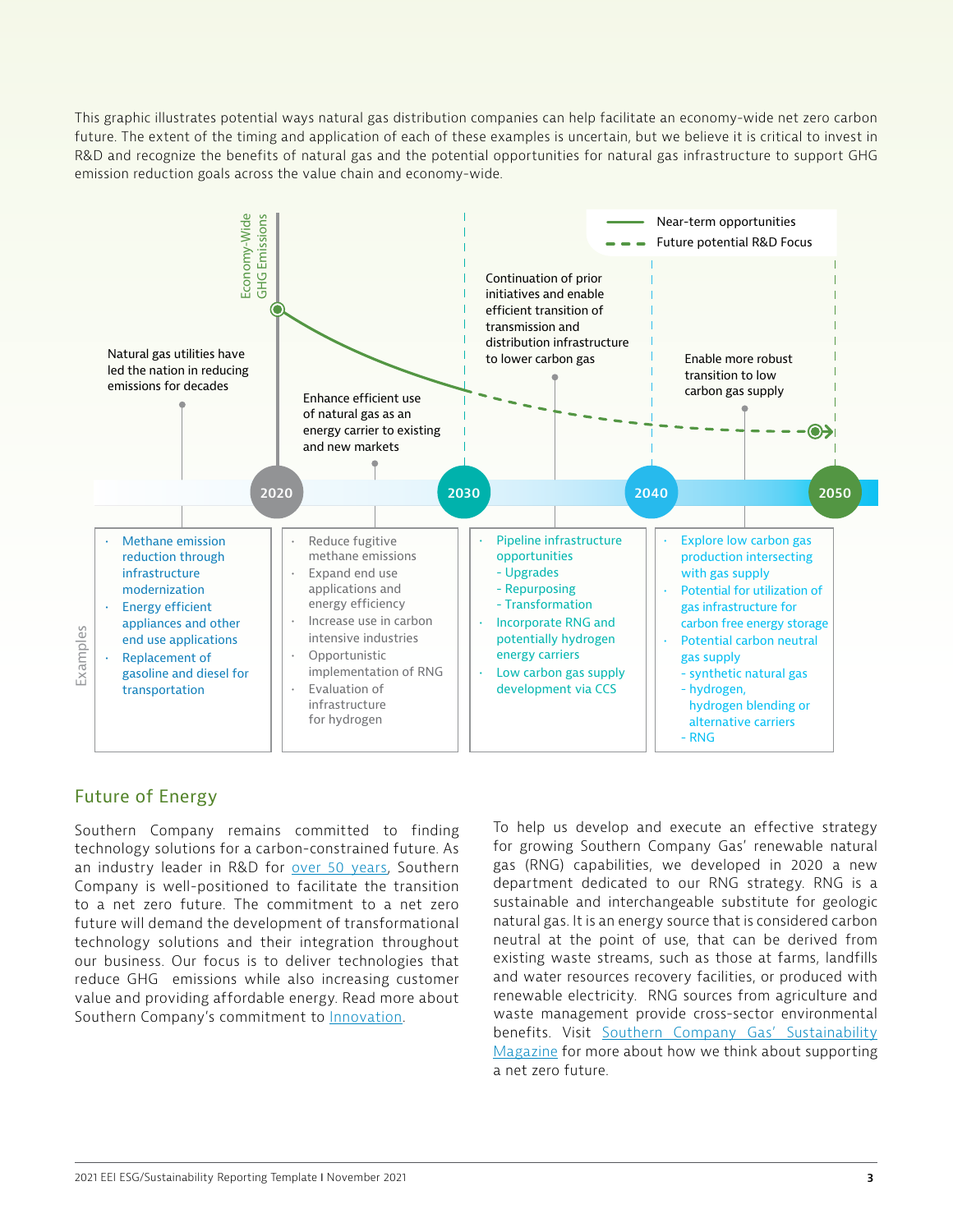This graphic illustrates potential ways natural gas distribution companies can help facilitate an economy-wide net zero carbon future. The extent of the timing and application of each of these examples is uncertain, but we believe it is critical to invest in R&D and recognize the benefits of natural gas and the potential opportunities for natural gas infrastructure to support GHG emission reduction goals across the value chain and economy-wide.

Economy-Wide GHG Emissions

— Near-term opportunities
- - - Future potential R&D Focus

**2020**

Natural gas utilities have led the nation in reducing emissions for decades

Examples:
- Methane emission reduction through infrastructure modernization
- Energy efficient appliances and other end use applications
- Replacement of gasoline and diesel for transportation

Enhance efficient use of natural gas as an energy carrier to existing and new markets

- Reduce fugitive methane emissions
- Expand end use applications and energy efficiency
- Increase use in carbon intensive industries
- Opportunistic implementation of RNG
- Evaluation of infrastructure for hydrogen

**2030**

Continuation of prior initiatives and enable efficient transition of transmission and distribution infrastructure to lower carbon gas

- Pipeline infrastructure opportunities
  - Upgrades
  - Repurposing
  - Transformation
- Incorporate RNG and potentially hydrogen energy carriers
- Low carbon gas supply development via CCS

**2040**

Enable more robust transition to low carbon gas supply

- Explore low carbon gas production intersecting with gas supply
- Potential for utilization of gas infrastructure for carbon free energy storage
- Potential carbon neutral gas supply
  - synthetic natural gas
  - hydrogen, hydrogen blending or alternative carriers
  - RNG

**2050**

## Future of Energy

Southern Company remains committed to finding technology solutions for a carbon-constrained future. As an industry leader in R&D for over 50 years, Southern Company is well-positioned to facilitate the transition to a net zero future. The commitment to a net zero future will demand the development of transformational technology solutions and their integration throughout our business. Our focus is to deliver technologies that reduce GHG emissions while also increasing customer value and providing affordable energy. Read more about Southern Company's commitment to Innovation.

To help us develop and execute an effective strategy for growing Southern Company Gas' renewable natural gas (RNG) capabilities, we developed in 2020 a new department dedicated to our RNG strategy. RNG is a sustainable and interchangeable substitute for geologic natural gas. It is an energy source that is considered carbon neutral at the point of use, that can be derived from existing waste streams, such as those at farms, landfills and water resources recovery facilities, or produced with renewable electricity. RNG sources from agriculture and waste management provide cross-sector environmental benefits. Visit Southern Company Gas' Sustainability Magazine for more about how we think about supporting a net zero future.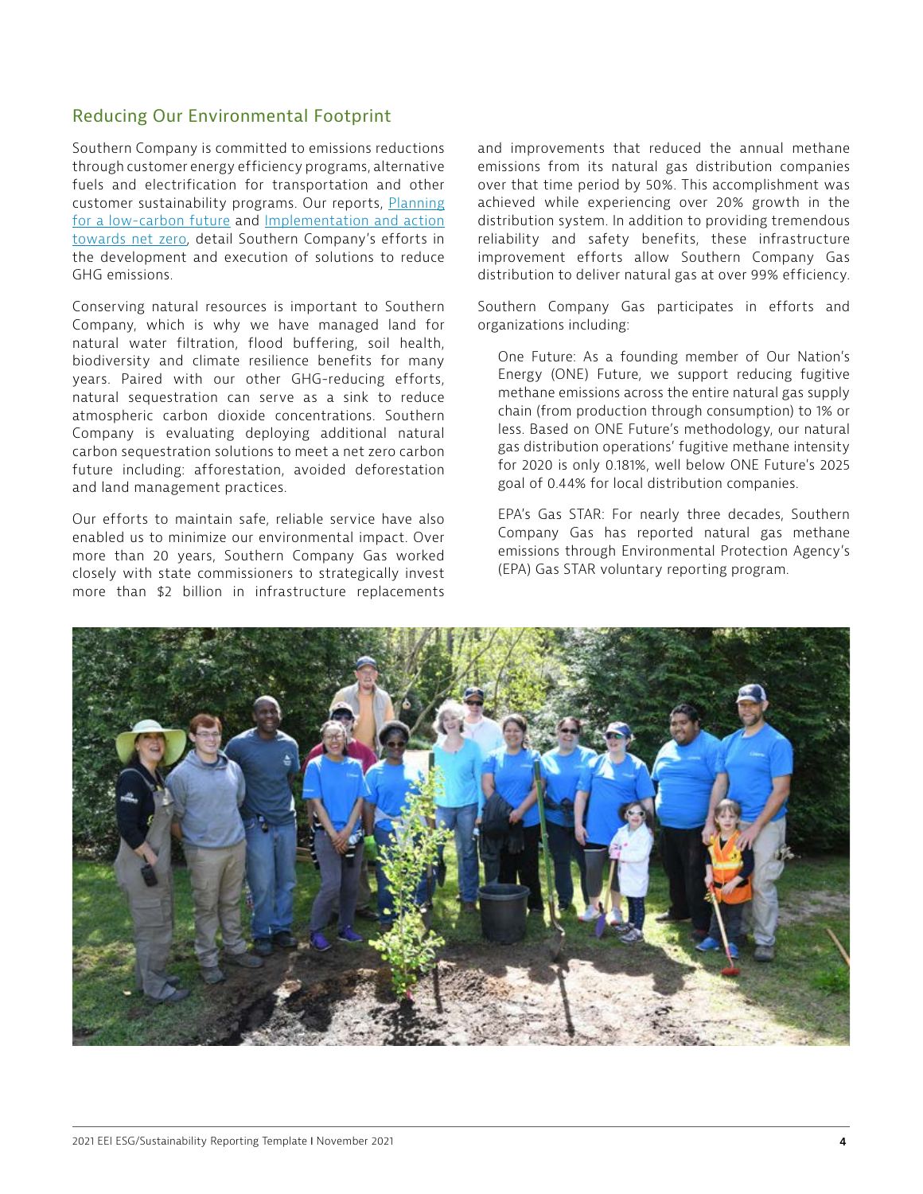## Reducing Our Environmental Footprint

Southern Company is committed to emissions reductions through customer energy efficiency programs, alternative fuels and electrification for transportation and other customer sustainability programs. Our reports, [Planning for a low-carbon future](#) and [Implementation and action towards net zero](#), detail Southern Company's efforts in the development and execution of solutions to reduce GHG emissions.

Conserving natural resources is important to Southern Company, which is why we have managed land for natural water filtration, flood buffering, soil health, biodiversity and climate resilience benefits for many years. Paired with our other GHG-reducing efforts, natural sequestration can serve as a sink to reduce atmospheric carbon dioxide concentrations. Southern Company is evaluating deploying additional natural carbon sequestration solutions to meet a net zero carbon future including: afforestation, avoided deforestation and land management practices.

Our efforts to maintain safe, reliable service have also enabled us to minimize our environmental impact. Over more than 20 years, Southern Company Gas worked closely with state commissioners to strategically invest more than $2 billion in infrastructure replacements and improvements that reduced the annual methane emissions from its natural gas distribution companies over that time period by 50%. This accomplishment was achieved while experiencing over 20% growth in the distribution system. In addition to providing tremendous reliability and safety benefits, these infrastructure improvement efforts allow Southern Company Gas distribution to deliver natural gas at over 99% efficiency.

Southern Company Gas participates in efforts and organizations including:

One Future: As a founding member of Our Nation's Energy (ONE) Future, we support reducing fugitive methane emissions across the entire natural gas supply chain (from production through consumption) to 1% or less. Based on ONE Future's methodology, our natural gas distribution operations' fugitive methane intensity for 2020 is only 0.181%, well below ONE Future's 2025 goal of 0.44% for local distribution companies.

EPA's Gas STAR: For nearly three decades, Southern Company Gas has reported natural gas methane emissions through Environmental Protection Agency's (EPA) Gas STAR voluntary reporting program.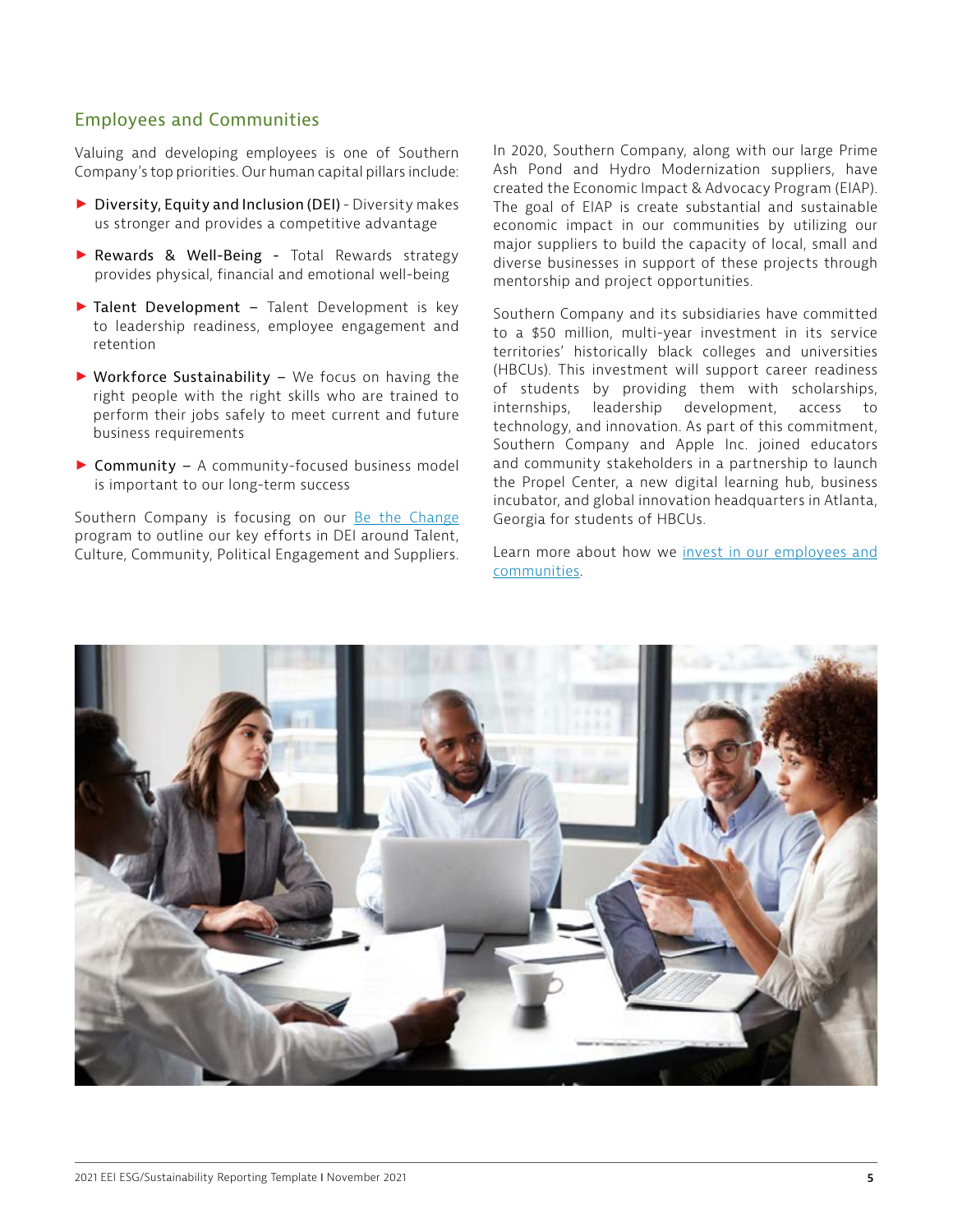## Employees and Communities

Valuing and developing employees is one of Southern Company's top priorities. Our human capital pillars include:

- Diversity, Equity and Inclusion (DEI) - Diversity makes us stronger and provides a competitive advantage
- Rewards & Well-Being - Total Rewards strategy provides physical, financial and emotional well-being
- Talent Development – Talent Development is key to leadership readiness, employee engagement and retention
- Workforce Sustainability – We focus on having the right people with the right skills who are trained to perform their jobs safely to meet current and future business requirements
- Community – A community-focused business model is important to our long-term success

Southern Company is focusing on our Be the Change program to outline our key efforts in DEI around Talent, Culture, Community, Political Engagement and Suppliers.

In 2020, Southern Company, along with our large Prime Ash Pond and Hydro Modernization suppliers, have created the Economic Impact & Advocacy Program (EIAP). The goal of EIAP is create substantial and sustainable economic impact in our communities by utilizing our major suppliers to build the capacity of local, small and diverse businesses in support of these projects through mentorship and project opportunities.

Southern Company and its subsidiaries have committed to a $50 million, multi-year investment in its service territories' historically black colleges and universities (HBCUs). This investment will support career readiness of students by providing them with scholarships, internships, leadership development, access to technology, and innovation. As part of this commitment, Southern Company and Apple Inc. joined educators and community stakeholders in a partnership to launch the Propel Center, a new digital learning hub, business incubator, and global innovation headquarters in Atlanta, Georgia for students of HBCUs.

Learn more about how we invest in our employees and communities.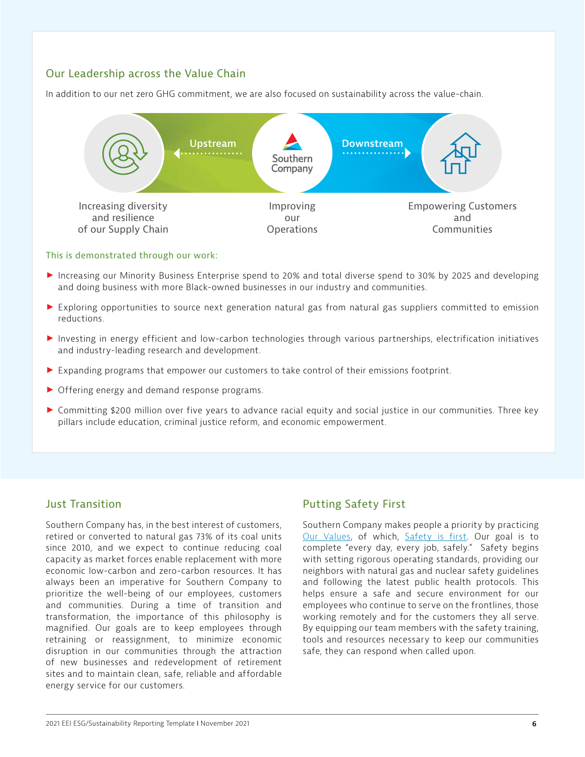## Our Leadership across the Value Chain

In addition to our net zero GHG commitment, we are also focused on sustainability across the value-chain.

Upstream

Southern Company

Downstream

Increasing diversity and resilience of our Supply Chain

Improving our Operations

Empowering Customers and Communities

This is demonstrated through our work:

- Increasing our Minority Business Enterprise spend to 20% and total diverse spend to 30% by 2025 and developing and doing business with more Black-owned businesses in our industry and communities.
- Exploring opportunities to source next generation natural gas from natural gas suppliers committed to emission reductions.
- Investing in energy efficient and low-carbon technologies through various partnerships, electrification initiatives and industry-leading research and development.
- Expanding programs that empower our customers to take control of their emissions footprint.
- Offering energy and demand response programs.
- Committing $200 million over five years to advance racial equity and social justice in our communities. Three key pillars include education, criminal justice reform, and economic empowerment.

## Just Transition

Southern Company has, in the best interest of customers, retired or converted to natural gas 73% of its coal units since 2010, and we expect to continue reducing coal capacity as market forces enable replacement with more economic low-carbon and zero-carbon resources. It has always been an imperative for Southern Company to prioritize the well-being of our employees, customers and communities. During a time of transition and transformation, the importance of this philosophy is magnified. Our goals are to keep employees through retraining or reassignment, to minimize economic disruption in our communities through the attraction of new businesses and redevelopment of retirement sites and to maintain clean, safe, reliable and affordable energy service for our customers.

## Putting Safety First

Southern Company makes people a priority by practicing Our Values, of which, Safety is first. Our goal is to complete "every day, every job, safely." Safety begins with setting rigorous operating standards, providing our neighbors with natural gas and nuclear safety guidelines and following the latest public health protocols. This helps ensure a safe and secure environment for our employees who continue to serve on the frontlines, those working remotely and for the customers they all serve. By equipping our team members with the safety training, tools and resources necessary to keep our communities safe, they can respond when called upon.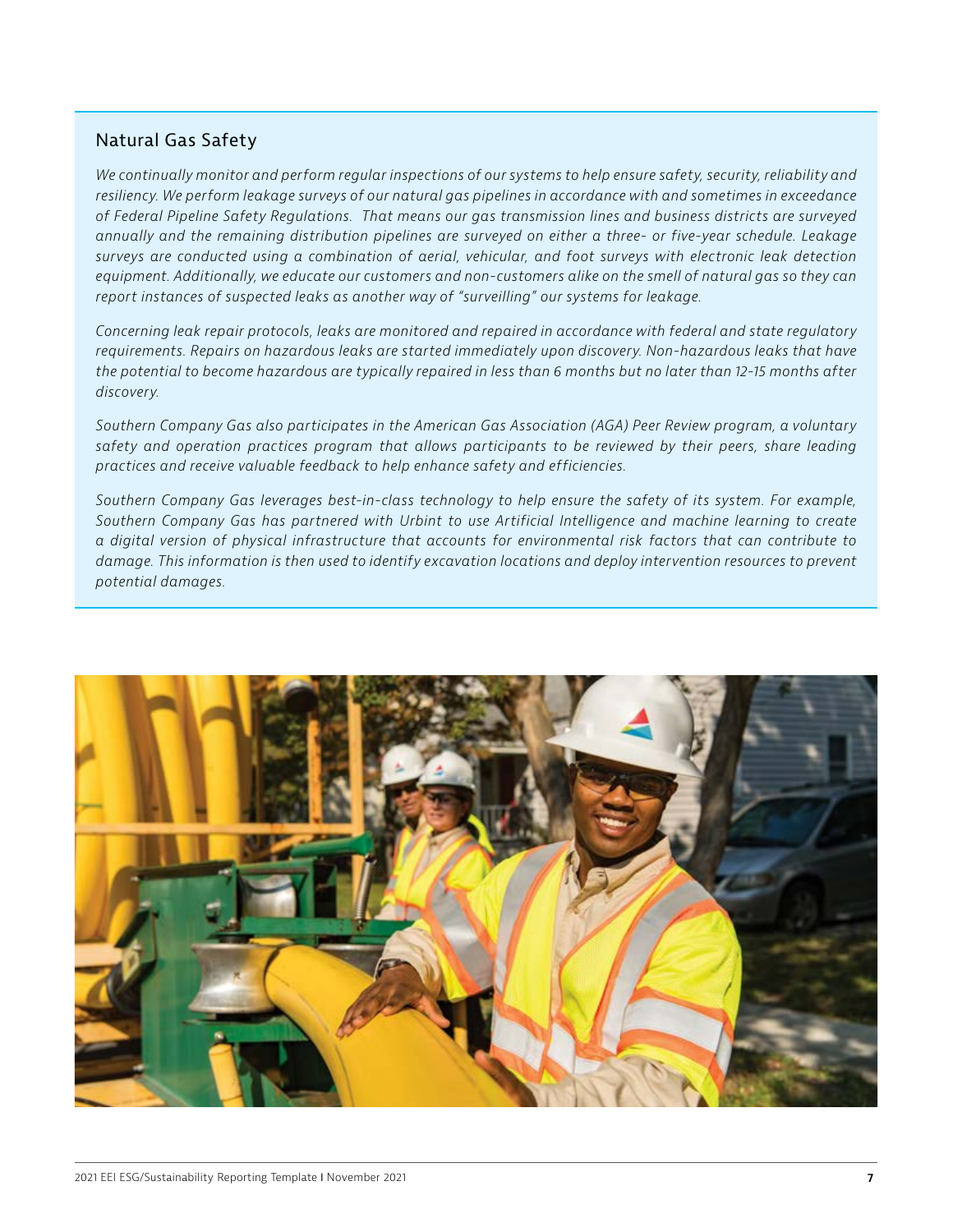## Natural Gas Safety

*We continually monitor and perform regular inspections of our systems to help ensure safety, security, reliability and resiliency. We perform leakage surveys of our natural gas pipelines in accordance with and sometimes in exceedance of Federal Pipeline Safety Regulations. That means our gas transmission lines and business districts are surveyed annually and the remaining distribution pipelines are surveyed on either a three- or five-year schedule. Leakage surveys are conducted using a combination of aerial, vehicular, and foot surveys with electronic leak detection equipment. Additionally, we educate our customers and non-customers alike on the smell of natural gas so they can report instances of suspected leaks as another way of "surveilling" our systems for leakage.*

*Concerning leak repair protocols, leaks are monitored and repaired in accordance with federal and state regulatory requirements. Repairs on hazardous leaks are started immediately upon discovery. Non-hazardous leaks that have the potential to become hazardous are typically repaired in less than 6 months but no later than 12-15 months after discovery.*

*Southern Company Gas also participates in the American Gas Association (AGA) Peer Review program, a voluntary safety and operation practices program that allows participants to be reviewed by their peers, share leading practices and receive valuable feedback to help enhance safety and efficiencies.*

*Southern Company Gas leverages best-in-class technology to help ensure the safety of its system. For example, Southern Company Gas has partnered with Urbint to use Artificial Intelligence and machine learning to create a digital version of physical infrastructure that accounts for environmental risk factors that can contribute to damage. This information is then used to identify excavation locations and deploy intervention resources to prevent potential damages.*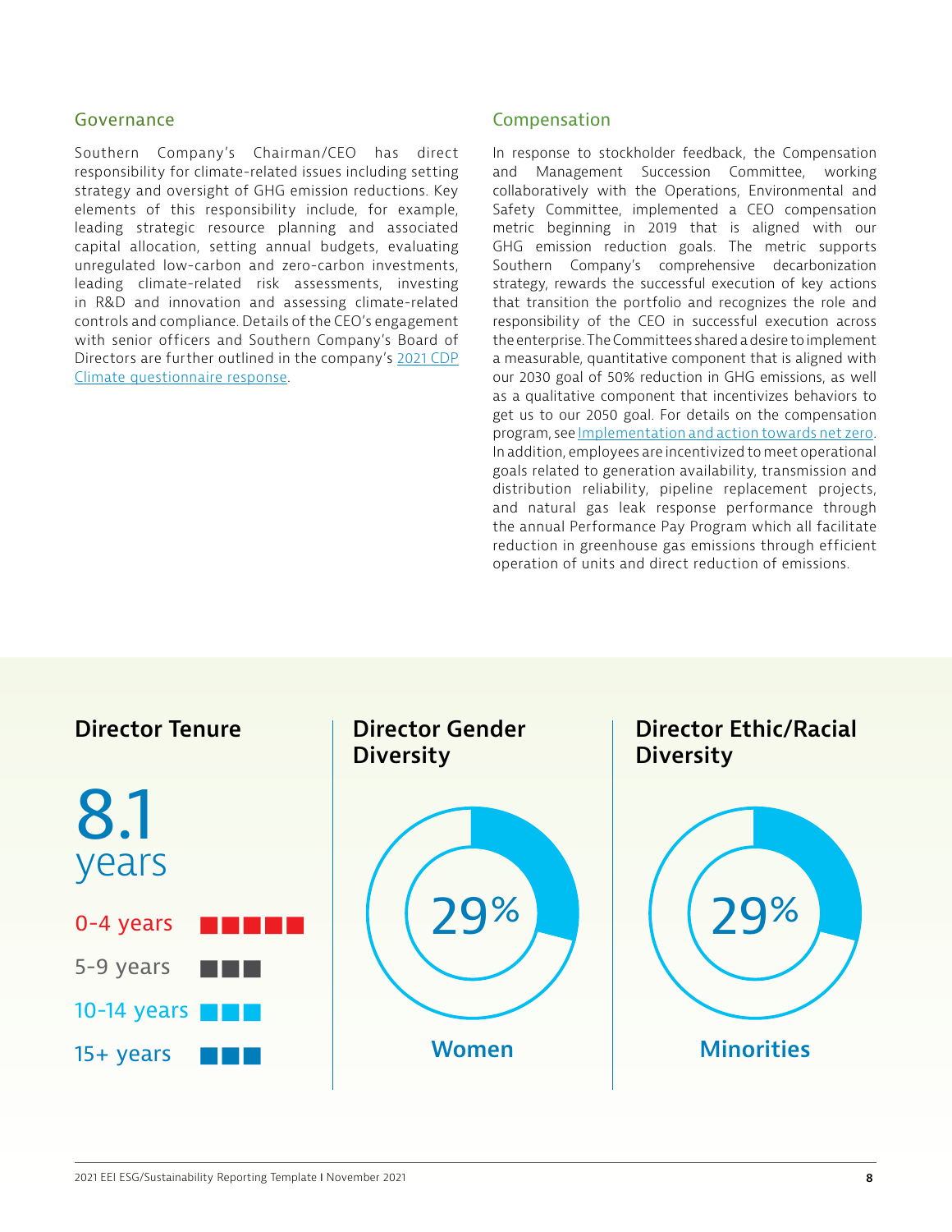## Governance

Southern Company's Chairman/CEO has direct responsibility for climate-related issues including setting strategy and oversight of GHG emission reductions. Key elements of this responsibility include, for example, leading strategic resource planning and associated capital allocation, setting annual budgets, evaluating unregulated low-carbon and zero-carbon investments, leading climate-related risk assessments, investing in R&D and innovation and assessing climate-related controls and compliance. Details of the CEO's engagement with senior officers and Southern Company's Board of Directors are further outlined in the company's 2021 CDP Climate questionnaire response.

## Compensation

In response to stockholder feedback, the Compensation and Management Succession Committee, working collaboratively with the Operations, Environmental and Safety Committee, implemented a CEO compensation metric beginning in 2019 that is aligned with our GHG emission reduction goals. The metric supports Southern Company's comprehensive decarbonization strategy, rewards the successful execution of key actions that transition the portfolio and recognizes the role and responsibility of the CEO in successful execution across the enterprise. The Committees shared a desire to implement a measurable, quantitative component that is aligned with our 2030 goal of 50% reduction in GHG emissions, as well as a qualitative component that incentivizes behaviors to get us to our 2050 goal. For details on the compensation program, see Implementation and action towards net zero. In addition, employees are incentivized to meet operational goals related to generation availability, transmission and distribution reliability, pipeline replacement projects, and natural gas leak response performance through the annual Performance Pay Program which all facilitate reduction in greenhouse gas emissions through efficient operation of units and direct reduction of emissions.

### Director Tenure

**8.1 years**

- 0-4 years: 5
- 5-9 years: 3
- 10-14 years: 3
- 15+ years: 3

### Director Gender Diversity

**29%** Women

### Director Ethic/Racial Diversity

**29%** Minorities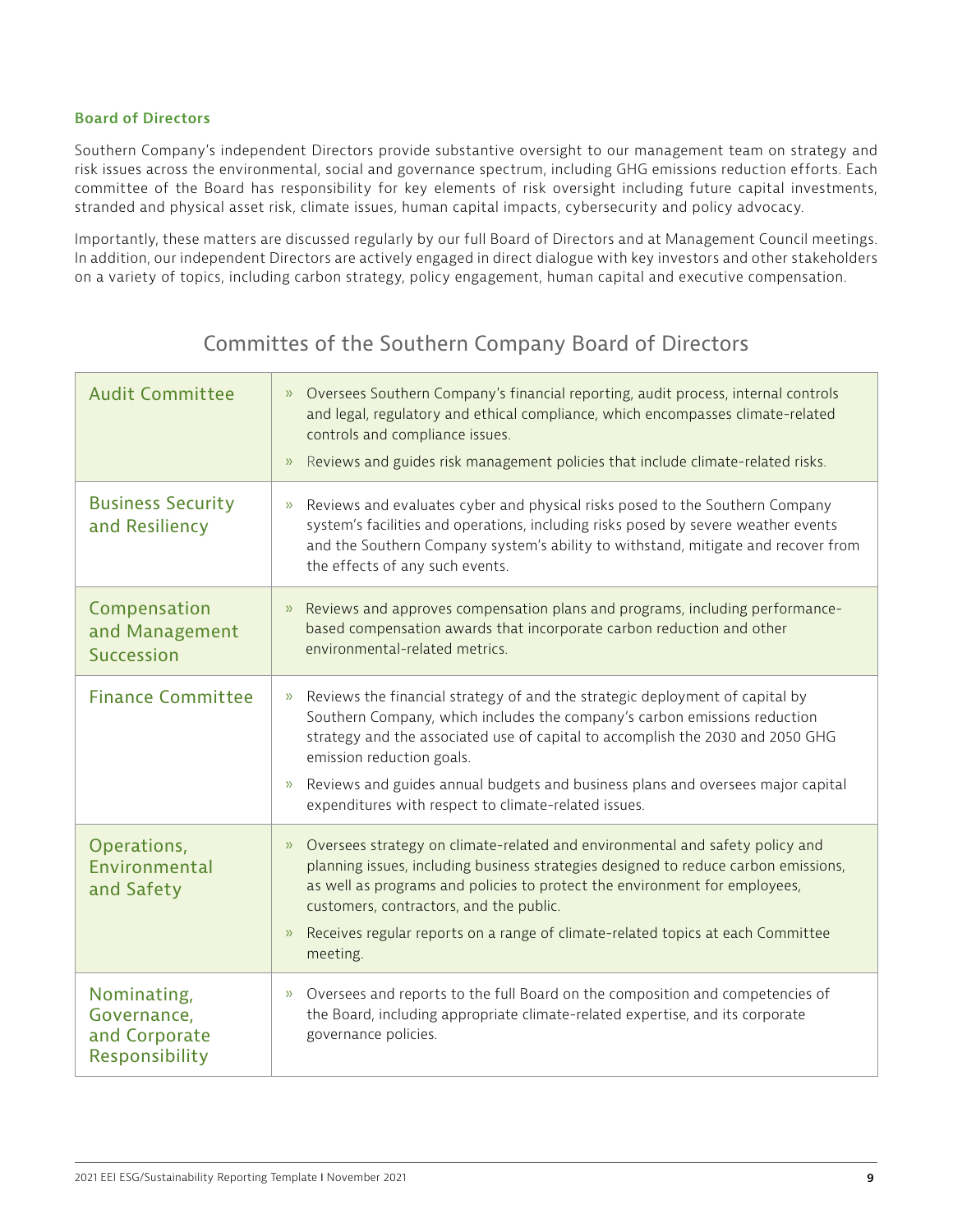### Board of Directors

Southern Company's independent Directors provide substantive oversight to our management team on strategy and risk issues across the environmental, social and governance spectrum, including GHG emissions reduction efforts. Each committee of the Board has responsibility for key elements of risk oversight including future capital investments, stranded and physical asset risk, climate issues, human capital impacts, cybersecurity and policy advocacy.

Importantly, these matters are discussed regularly by our full Board of Directors and at Management Council meetings. In addition, our independent Directors are actively engaged in direct dialogue with key investors and other stakeholders on a variety of topics, including carbon strategy, policy engagement, human capital and executive compensation.

## Committes of the Southern Company Board of Directors

| Committee | Responsibilities |
|---|---|
| Audit Committee | » Oversees Southern Company's financial reporting, audit process, internal controls and legal, regulatory and ethical compliance, which encompasses climate-related controls and compliance issues.<br>» Reviews and guides risk management policies that include climate-related risks. |
| Business Security and Resiliency | » Reviews and evaluates cyber and physical risks posed to the Southern Company system's facilities and operations, including risks posed by severe weather events and the Southern Company system's ability to withstand, mitigate and recover from the effects of any such events. |
| Compensation and Management Succession | » Reviews and approves compensation plans and programs, including performance-based compensation awards that incorporate carbon reduction and other environmental-related metrics. |
| Finance Committee | » Reviews the financial strategy of and the strategic deployment of capital by Southern Company, which includes the company's carbon emissions reduction strategy and the associated use of capital to accomplish the 2030 and 2050 GHG emission reduction goals.<br>» Reviews and guides annual budgets and business plans and oversees major capital expenditures with respect to climate-related issues. |
| Operations, Environmental and Safety | » Oversees strategy on climate-related and environmental and safety policy and planning issues, including business strategies designed to reduce carbon emissions, as well as programs and policies to protect the environment for employees, customers, contractors, and the public.<br>» Receives regular reports on a range of climate-related topics at each Committee meeting. |
| Nominating, Governance, and Corporate Responsibility | » Oversees and reports to the full Board on the composition and competencies of the Board, including appropriate climate-related expertise, and its corporate governance policies. |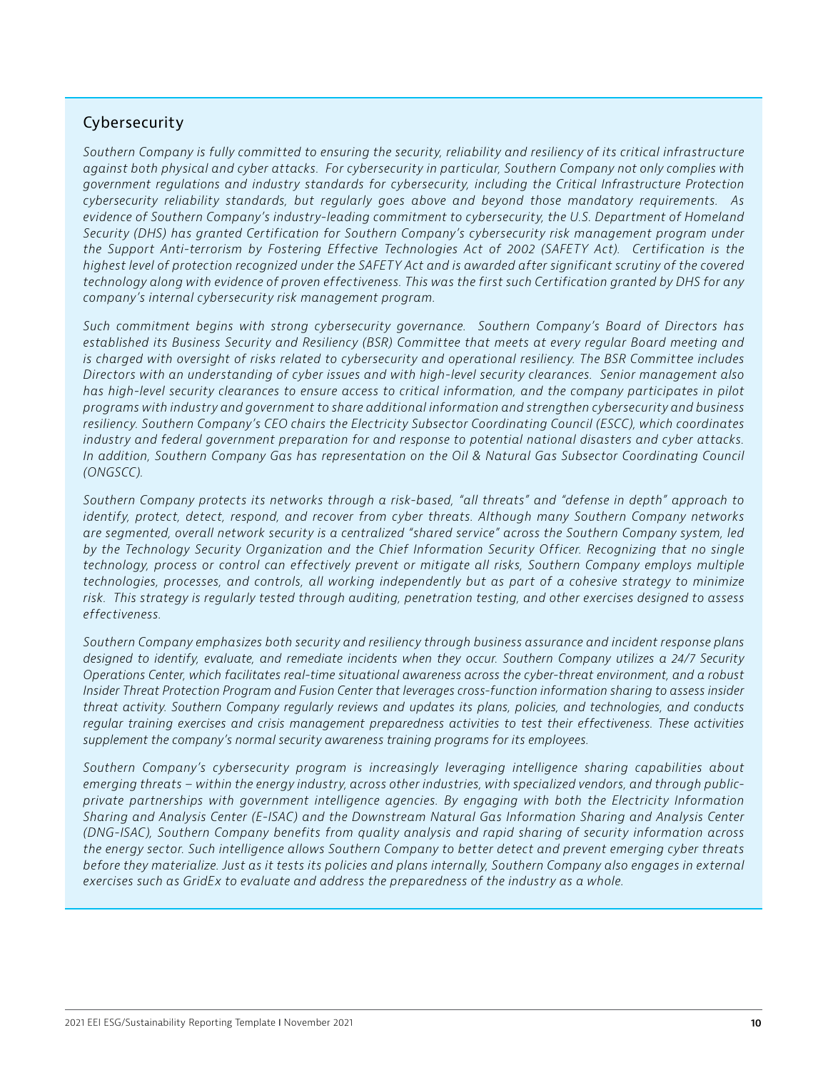## Cybersecurity

*Southern Company is fully committed to ensuring the security, reliability and resiliency of its critical infrastructure against both physical and cyber attacks. For cybersecurity in particular, Southern Company not only complies with government regulations and industry standards for cybersecurity, including the Critical Infrastructure Protection cybersecurity reliability standards, but regularly goes above and beyond those mandatory requirements. As evidence of Southern Company's industry-leading commitment to cybersecurity, the U.S. Department of Homeland Security (DHS) has granted Certification for Southern Company's cybersecurity risk management program under the Support Anti-terrorism by Fostering Effective Technologies Act of 2002 (SAFETY Act). Certification is the highest level of protection recognized under the SAFETY Act and is awarded after significant scrutiny of the covered technology along with evidence of proven effectiveness. This was the first such Certification granted by DHS for any company's internal cybersecurity risk management program.*

*Such commitment begins with strong cybersecurity governance. Southern Company's Board of Directors has established its Business Security and Resiliency (BSR) Committee that meets at every regular Board meeting and is charged with oversight of risks related to cybersecurity and operational resiliency. The BSR Committee includes Directors with an understanding of cyber issues and with high-level security clearances. Senior management also has high-level security clearances to ensure access to critical information, and the company participates in pilot programs with industry and government to share additional information and strengthen cybersecurity and business resiliency. Southern Company's CEO chairs the Electricity Subsector Coordinating Council (ESCC), which coordinates industry and federal government preparation for and response to potential national disasters and cyber attacks. In addition, Southern Company Gas has representation on the Oil & Natural Gas Subsector Coordinating Council (ONGSCC).*

*Southern Company protects its networks through a risk-based, "all threats" and "defense in depth" approach to identify, protect, detect, respond, and recover from cyber threats. Although many Southern Company networks are segmented, overall network security is a centralized "shared service" across the Southern Company system, led by the Technology Security Organization and the Chief Information Security Officer. Recognizing that no single technology, process or control can effectively prevent or mitigate all risks, Southern Company employs multiple technologies, processes, and controls, all working independently but as part of a cohesive strategy to minimize risk. This strategy is regularly tested through auditing, penetration testing, and other exercises designed to assess effectiveness.*

*Southern Company emphasizes both security and resiliency through business assurance and incident response plans designed to identify, evaluate, and remediate incidents when they occur. Southern Company utilizes a 24/7 Security Operations Center, which facilitates real-time situational awareness across the cyber-threat environment, and a robust Insider Threat Protection Program and Fusion Center that leverages cross-function information sharing to assess insider threat activity. Southern Company regularly reviews and updates its plans, policies, and technologies, and conducts regular training exercises and crisis management preparedness activities to test their effectiveness. These activities supplement the company's normal security awareness training programs for its employees.*

*Southern Company's cybersecurity program is increasingly leveraging intelligence sharing capabilities about emerging threats – within the energy industry, across other industries, with specialized vendors, and through public-private partnerships with government intelligence agencies. By engaging with both the Electricity Information Sharing and Analysis Center (E-ISAC) and the Downstream Natural Gas Information Sharing and Analysis Center (DNG-ISAC), Southern Company benefits from quality analysis and rapid sharing of security information across the energy sector. Such intelligence allows Southern Company to better detect and prevent emerging cyber threats before they materialize. Just as it tests its policies and plans internally, Southern Company also engages in external exercises such as GridEx to evaluate and address the preparedness of the industry as a whole.*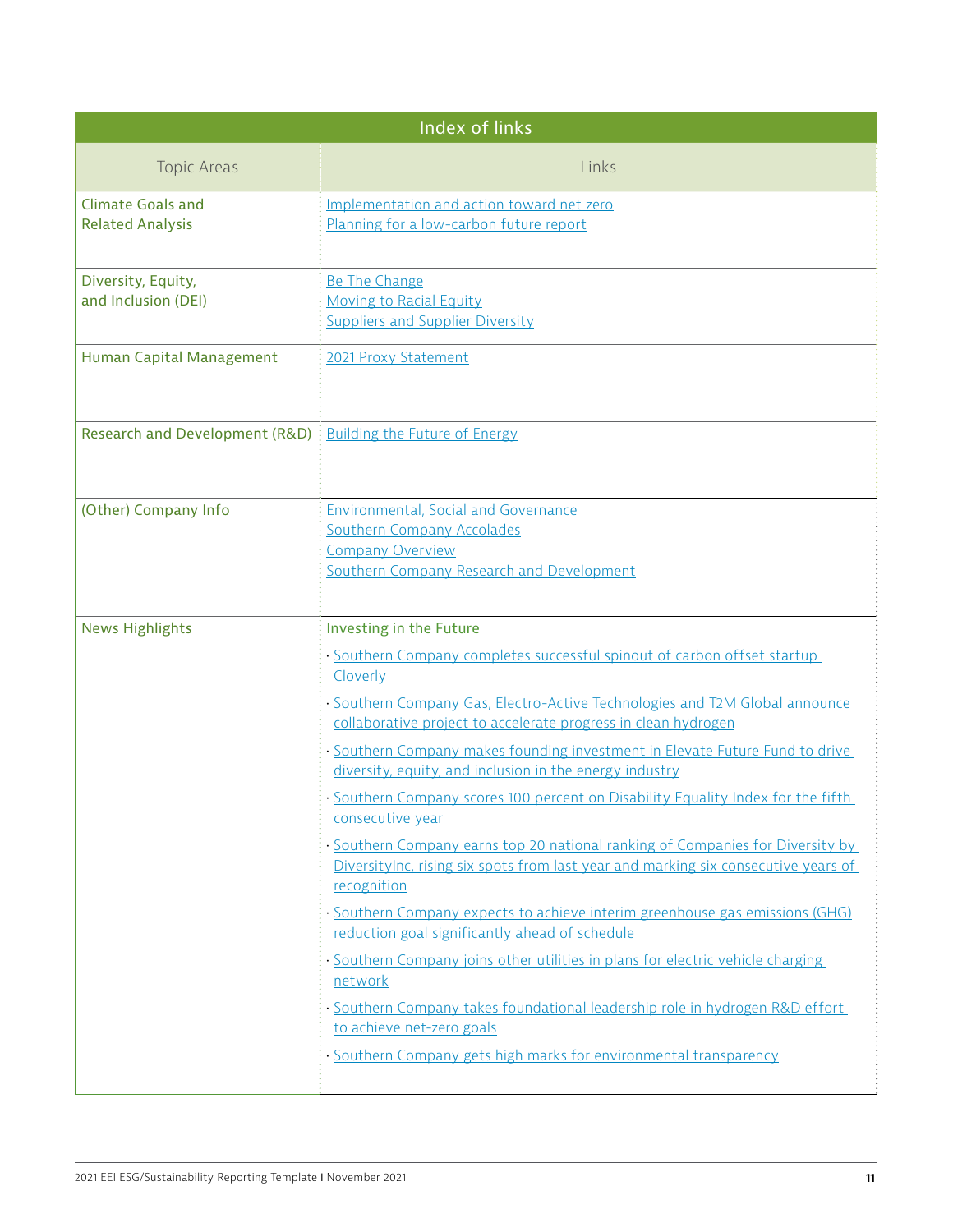| Index of links | |
|---|---|
| Topic Areas | Links |
| Climate Goals and Related Analysis | Implementation and action toward net zero<br>Planning for a low-carbon future report |
| Diversity, Equity, and Inclusion (DEI) | Be The Change<br>Moving to Racial Equity<br>Suppliers and Supplier Diversity |
| Human Capital Management | 2021 Proxy Statement |
| Research and Development (R&D) | Building the Future of Energy |
| (Other) Company Info | Environmental, Social and Governance<br>Southern Company Accolades<br>Company Overview<br>Southern Company Research and Development |
| News Highlights | Investing in the Future<br>· Southern Company completes successful spinout of carbon offset startup Cloverly<br>· Southern Company Gas, Electro-Active Technologies and T2M Global announce collaborative project to accelerate progress in clean hydrogen<br>· Southern Company makes founding investment in Elevate Future Fund to drive diversity, equity, and inclusion in the energy industry<br>· Southern Company scores 100 percent on Disability Equality Index for the fifth consecutive year<br>· Southern Company earns top 20 national ranking of Companies for Diversity by DiversityInc, rising six spots from last year and marking six consecutive years of recognition<br>· Southern Company expects to achieve interim greenhouse gas emissions (GHG) reduction goal significantly ahead of schedule<br>· Southern Company joins other utilities in plans for electric vehicle charging network<br>· Southern Company takes foundational leadership role in hydrogen R&D effort to achieve net-zero goals<br>· Southern Company gets high marks for environmental transparency |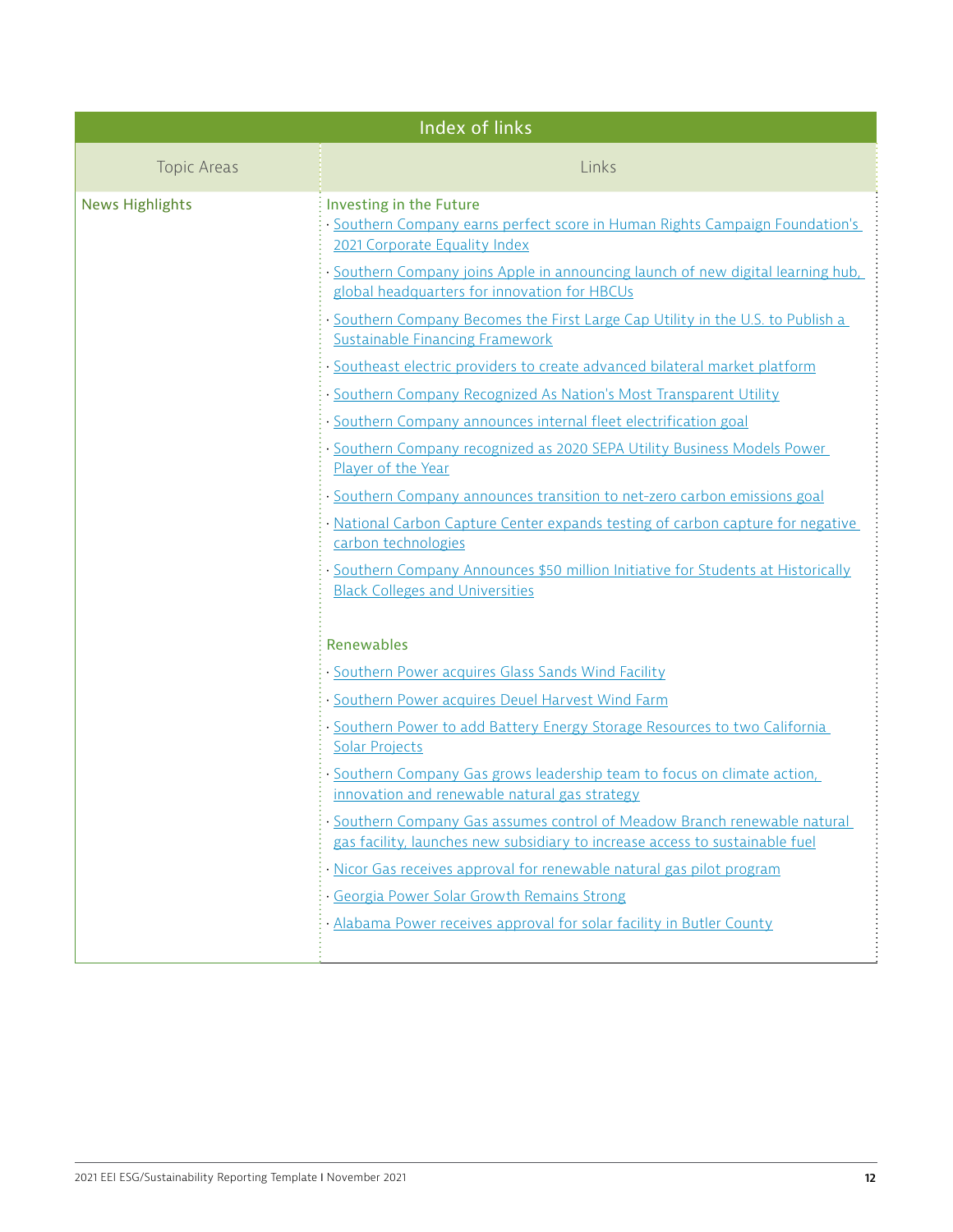| Index of links | |
|---|---|
| Topic Areas | Links |
| News Highlights | Investing in the Future<br>· Southern Company earns perfect score in Human Rights Campaign Foundation's 2021 Corporate Equality Index<br>· Southern Company joins Apple in announcing launch of new digital learning hub, global headquarters for innovation for HBCUs<br>· Southern Company Becomes the First Large Cap Utility in the U.S. to Publish a Sustainable Financing Framework<br>· Southeast electric providers to create advanced bilateral market platform<br>· Southern Company Recognized As Nation's Most Transparent Utility<br>· Southern Company announces internal fleet electrification goal<br>· Southern Company recognized as 2020 SEPA Utility Business Models Power Player of the Year<br>· Southern Company announces transition to net-zero carbon emissions goal<br>· National Carbon Capture Center expands testing of carbon capture for negative carbon technologies<br>· Southern Company Announces $50 million Initiative for Students at Historically Black Colleges and Universities<br><br>Renewables<br>· Southern Power acquires Glass Sands Wind Facility<br>· Southern Power acquires Deuel Harvest Wind Farm<br>· Southern Power to add Battery Energy Storage Resources to two California Solar Projects<br>· Southern Company Gas grows leadership team to focus on climate action, innovation and renewable natural gas strategy<br>· Southern Company Gas assumes control of Meadow Branch renewable natural gas facility, launches new subsidiary to increase access to sustainable fuel<br>· Nicor Gas receives approval for renewable natural gas pilot program<br>· Georgia Power Solar Growth Remains Strong<br>· Alabama Power receives approval for solar facility in Butler County |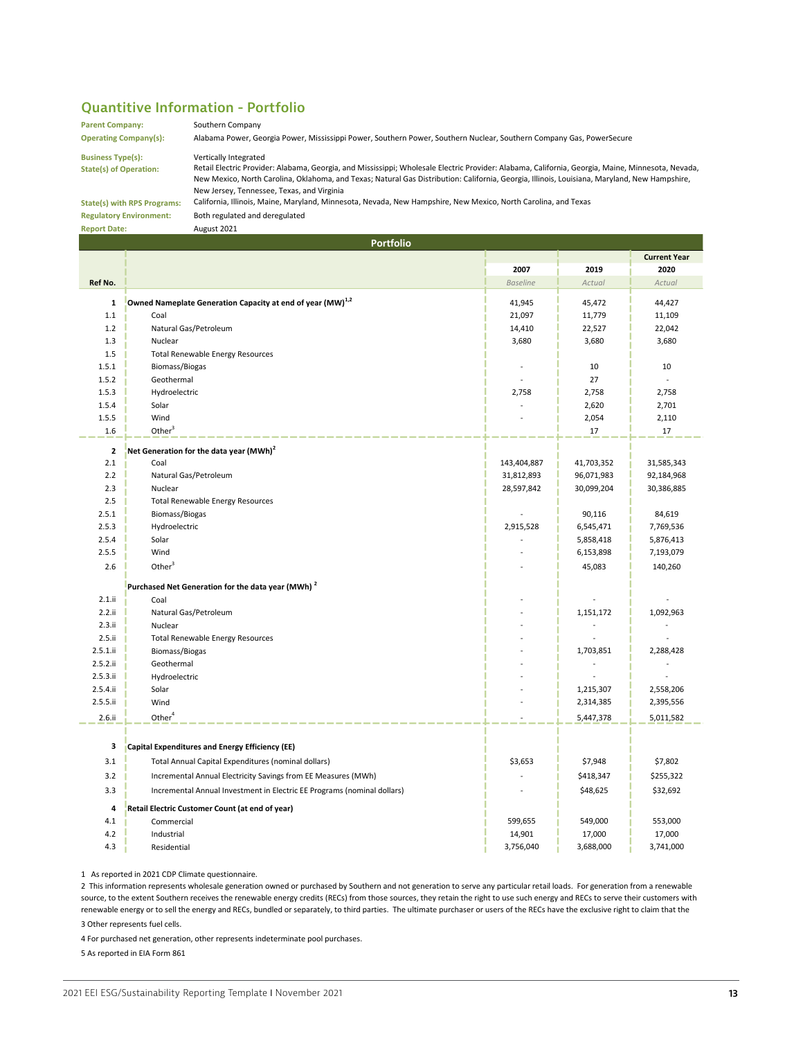## Quantitive Information - Portfolio

**Parent Company:** Southern Company

**Operating Company(s):** Alabama Power, Georgia Power, Mississippi Power, Southern Power, Southern Nuclear, Southern Company Gas, PowerSecure

**Business Type(s):** Vertically Integrated

**State(s) of Operation:** Retail Electric Provider: Alabama, Georgia, and Mississippi; Wholesale Electric Provider: Alabama, California, Georgia, Maine, Minnesota, Nevada, New Mexico, North Carolina, Oklahoma, and Texas; Natural Gas Distribution: California, Georgia, Illinois, Louisiana, Maryland, New Hampshire, New Jersey, Tennessee, Texas, and Virginia

**State(s) with RPS Programs:** California, Illinois, Maine, Maryland, Minnesota, Nevada, New Hampshire, New Mexico, North Carolina, and Texas

**Regulatory Environment:** Both regulated and deregulated

**Report Date:** August 2021

| Portfolio | | | | Current Year |
|---|---|---|---|---|
| | | 2007 | 2019 | 2020 |
| Ref No. | | *Baseline* | *Actual* | *Actual* |
| **1** | **Owned Nameplate Generation Capacity at end of year (MW)[1,2]** | 41,945 | 45,472 | 44,427 |
| 1.1 | Coal | 21,097 | 11,779 | 11,109 |
| 1.2 | Natural Gas/Petroleum | 14,410 | 22,527 | 22,042 |
| 1.3 | Nuclear | 3,680 | 3,680 | 3,680 |
| 1.5 | Total Renewable Energy Resources | | | |
| 1.5.1 | Biomass/Biogas | - | 10 | 10 |
| 1.5.2 | Geothermal | - | 27 | - |
| 1.5.3 | Hydroelectric | 2,758 | 2,758 | 2,758 |
| 1.5.4 | Solar | - | 2,620 | 2,701 |
| 1.5.5 | Wind | - | 2,054 | 2,110 |
| 1.6 | Other[3] | | 17 | 17 |
| **2** | **Net Generation for the data year (MWh)[2]** | | | |
| 2.1 | Coal | 143,404,887 | 41,703,352 | 31,585,343 |
| 2.2 | Natural Gas/Petroleum | 31,812,893 | 96,071,983 | 92,184,968 |
| 2.3 | Nuclear | 28,597,842 | 30,099,204 | 30,386,885 |
| 2.5 | Total Renewable Energy Resources | | | |
| 2.5.1 | Biomass/Biogas | - | 90,116 | 84,619 |
| 2.5.3 | Hydroelectric | 2,915,528 | 6,545,471 | 7,769,536 |
| 2.5.4 | Solar | - | 5,858,418 | 5,876,413 |
| 2.5.5 | Wind | - | 6,153,898 | 7,193,079 |
| 2.6 | Other[3] | - | 45,083 | 140,260 |
| | **Purchased Net Generation for the data year (MWh)[2]** | | | |
| 2.1.ii | Coal | - | - | - |
| 2.2.ii | Natural Gas/Petroleum | - | 1,151,172 | 1,092,963 |
| 2.3.ii | Nuclear | - | - | - |
| 2.5.ii | Total Renewable Energy Resources | - | - | - |
| 2.5.1.ii | Biomass/Biogas | - | 1,703,851 | 2,288,428 |
| 2.5.2.ii | Geothermal | - | - | - |
| 2.5.3.ii | Hydroelectric | - | - | - |
| 2.5.4.ii | Solar | - | 1,215,307 | 2,558,206 |
| 2.5.5.ii | Wind | - | 2,314,385 | 2,395,556 |
| 2.6.ii | Other[4] | - | 5,447,378 | 5,011,582 |
| **3** | **Capital Expenditures and Energy Efficiency (EE)** | | | |
| 3.1 | Total Annual Capital Expenditures (nominal dollars) | $3,653 | $7,948 | $7,802 |
| 3.2 | Incremental Annual Electricity Savings from EE Measures (MWh) | - | $418,347 | $255,322 |
| 3.3 | Incremental Annual Investment in Electric EE Programs (nominal dollars) | - | $48,625 | $32,692 |
| **4** | **Retail Electric Customer Count (at end of year)** | | | |
| 4.1 | Commercial | 599,655 | 549,000 | 553,000 |
| 4.2 | Industrial | 14,901 | 17,000 | 17,000 |
| 4.3 | Residential | 3,756,040 | 3,688,000 | 3,741,000 |

1 As reported in 2021 CDP Climate questionnaire.

2 This information represents wholesale generation owned or purchased by Southern and not generation to serve any particular retail loads. For generation from a renewable source, to the extent Southern receives the renewable energy credits (RECs) from those sources, they retain the right to use such energy and RECs to serve their customers with renewable energy or to sell the energy and RECs, bundled or separately, to third parties. The ultimate purchaser or users of the RECs have the exclusive right to claim that the

3 Other represents fuel cells.

4 For purchased net generation, other represents indeterminate pool purchases.

5 As reported in EIA Form 861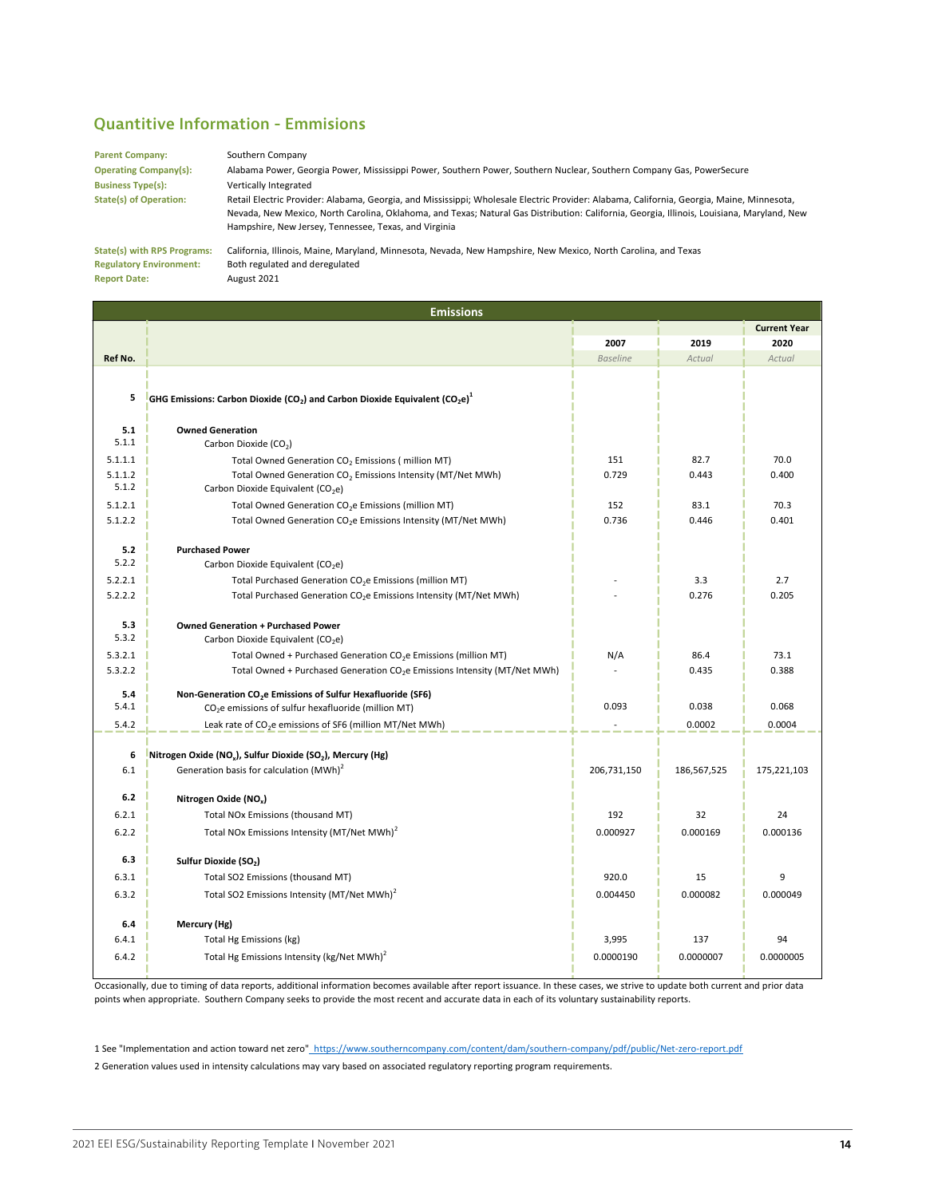## Quantitive Information - Emmisions

**Parent Company:** Southern Company

**Operating Company(s):** Alabama Power, Georgia Power, Mississippi Power, Southern Power, Southern Nuclear, Southern Company Gas, PowerSecure

**Business Type(s):** Vertically Integrated

**State(s) of Operation:** Retail Electric Provider: Alabama, Georgia, and Mississippi; Wholesale Electric Provider: Alabama, California, Georgia, Maine, Minnesota, Nevada, New Mexico, North Carolina, Oklahoma, and Texas; Natural Gas Distribution: California, Georgia, Illinois, Louisiana, Maryland, New Hampshire, New Jersey, Tennessee, Texas, and Virginia

**State(s) with RPS Programs:** California, Illinois, Maine, Maryland, Minnesota, Nevada, New Hampshire, New Mexico, North Carolina, and Texas

**Regulatory Environment:** Both regulated and deregulated

**Report Date:** August 2021

| Emissions | | | | |
|---|---|---|---|---|
| | | | | Current Year |
| | | 2007 | 2019 | 2020 |
| Ref No. | | *Baseline* | *Actual* | *Actual* |
| **5** | **GHG Emissions: Carbon Dioxide ($CO_2$) and Carbon Dioxide Equivalent ($CO_2e$)[1]** | | | |
| **5.1** | **Owned Generation** | | | |
| 5.1.1 | Carbon Dioxide ($CO_2$) | | | |
| 5.1.1.1 | Total Owned Generation $CO_2$ Emissions ( million MT) | 151 | 82.7 | 70.0 |
| 5.1.1.2 | Total Owned Generation $CO_2$ Emissions Intensity (MT/Net MWh) | 0.729 | 0.443 | 0.400 |
| 5.1.2 | Carbon Dioxide Equivalent ($CO_2e$) | | | |
| 5.1.2.1 | Total Owned Generation $CO_2e$ Emissions (million MT) | 152 | 83.1 | 70.3 |
| 5.1.2.2 | Total Owned Generation $CO_2e$ Emissions Intensity (MT/Net MWh) | 0.736 | 0.446 | 0.401 |
| **5.2** | **Purchased Power** | | | |
| 5.2.2 | Carbon Dioxide Equivalent ($CO_2e$) | | | |
| 5.2.2.1 | Total Purchased Generation $CO_2e$ Emissions (million MT) | - | 3.3 | 2.7 |
| 5.2.2.2 | Total Purchased Generation $CO_2e$ Emissions Intensity (MT/Net MWh) | - | 0.276 | 0.205 |
| **5.3** | **Owned Generation + Purchased Power** | | | |
| 5.3.2 | Carbon Dioxide Equivalent ($CO_2e$) | | | |
| 5.3.2.1 | Total Owned + Purchased Generation $CO_2e$ Emissions (million MT) | N/A | 86.4 | 73.1 |
| 5.3.2.2 | Total Owned + Purchased Generation $CO_2e$ Emissions Intensity (MT/Net MWh) | - | 0.435 | 0.388 |
| **5.4** | **Non-Generation $CO_2e$ Emissions of Sulfur Hexafluoride (SF6)** | | | |
| 5.4.1 | $CO_2e$ emissions of sulfur hexafluoride (million MT) | 0.093 | 0.038 | 0.068 |
| 5.4.2 | Leak rate of $CO_2e$ emissions of SF6 (million MT/Net MWh) | - | 0.0002 | 0.0004 |
| **6** | **Nitrogen Oxide ($NO_x$), Sulfur Dioxide ($SO_2$), Mercury (Hg)** | | | |
| 6.1 | Generation basis for calculation (MWh)[2] | 206,731,150 | 186,567,525 | 175,221,103 |
| **6.2** | **Nitrogen Oxide ($NO_x$)** | | | |
| 6.2.1 | Total NOx Emissions (thousand MT) | 192 | 32 | 24 |
| 6.2.2 | Total NOx Emissions Intensity (MT/Net MWh)[2] | 0.000927 | 0.000169 | 0.000136 |
| **6.3** | **Sulfur Dioxide ($SO_2$)** | | | |
| 6.3.1 | Total SO2 Emissions (thousand MT) | 920.0 | 15 | 9 |
| 6.3.2 | Total SO2 Emissions Intensity (MT/Net MWh)[2] | 0.004450 | 0.000082 | 0.000049 |
| **6.4** | **Mercury (Hg)** | | | |
| 6.4.1 | Total Hg Emissions (kg) | 3,995 | 137 | 94 |
| 6.4.2 | Total Hg Emissions Intensity (kg/Net MWh)[2] | 0.0000190 | 0.0000007 | 0.0000005 |

Occasionally, due to timing of data reports, additional information becomes available after report issuance. In these cases, we strive to update both current and prior data points when appropriate. Southern Company seeks to provide the most recent and accurate data in each of its voluntary sustainability reports.

1 See "Implementation and action toward net zero" https://www.southerncompany.com/content/dam/southern-company/pdf/public/Net-zero-report.pdf

2 Generation values used in intensity calculations may vary based on associated regulatory reporting program requirements.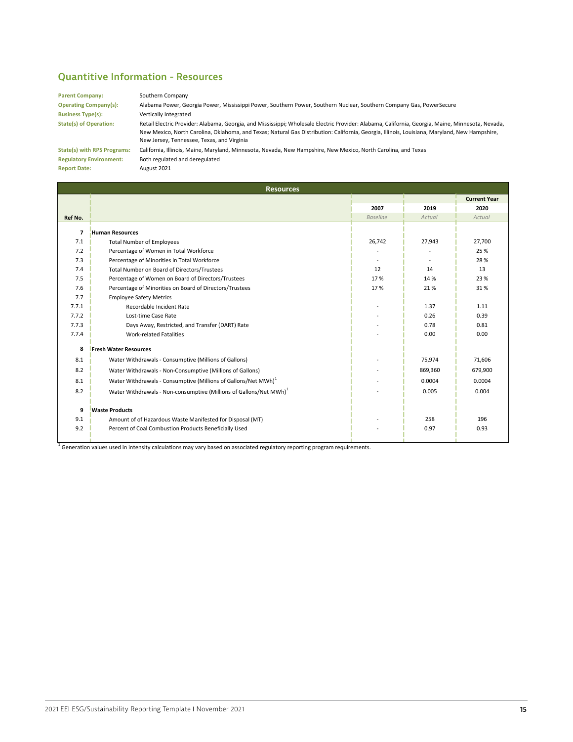## Quantitive Information - Resources

**Parent Company:** Southern Company

**Operating Company(s):** Alabama Power, Georgia Power, Mississippi Power, Southern Power, Southern Nuclear, Southern Company Gas, PowerSecure

**Business Type(s):** Vertically Integrated

**State(s) of Operation:** Retail Electric Provider: Alabama, Georgia, and Mississippi; Wholesale Electric Provider: Alabama, California, Georgia, Maine, Minnesota, Nevada, New Mexico, North Carolina, Oklahoma, and Texas; Natural Gas Distribution: California, Georgia, Illinois, Louisiana, Maryland, New Hampshire, New Jersey, Tennessee, Texas, and Virginia

**State(s) with RPS Programs:** California, Illinois, Maine, Maryland, Minnesota, Nevada, New Hampshire, New Mexico, North Carolina, and Texas

**Regulatory Environment:** Both regulated and deregulated

**Report Date:** August 2021

| Resources | | | | Current Year |
|---|---|---|---|---|
| | | 2007 | 2019 | 2020 |
| Ref No. | | *Baseline* | *Actual* | *Actual* |
| **7** | **Human Resources** | | | |
| 7.1 | Total Number of Employees | 26,742 | 27,943 | 27,700 |
| 7.2 | Percentage of Women in Total Workforce | - | - | 25 % |
| 7.3 | Percentage of Minorities in Total Workforce | - | - | 28 % |
| 7.4 | Total Number on Board of Directors/Trustees | 12 | 14 | 13 |
| 7.5 | Percentage of Women on Board of Directors/Trustees | 17 % | 14 % | 23 % |
| 7.6 | Percentage of Minorities on Board of Directors/Trustees | 17 % | 21 % | 31 % |
| 7.7 | Employee Safety Metrics | | | |
| 7.7.1 | Recordable Incident Rate | - | 1.37 | 1.11 |
| 7.7.2 | Lost-time Case Rate | - | 0.26 | 0.39 |
| 7.7.3 | Days Away, Restricted, and Transfer (DART) Rate | - | 0.78 | 0.81 |
| 7.7.4 | Work-related Fatalities | - | 0.00 | 0.00 |
| **8** | **Fresh Water Resources** | | | |
| 8.1 | Water Withdrawals - Consumptive (Millions of Gallons) | - | 75,974 | 71,606 |
| 8.2 | Water Withdrawals - Non-Consumptive (Millions of Gallons) | - | 869,360 | 679,900 |
| 8.1 | Water Withdrawals - Consumptive (Millions of Gallons/Net MWh)[1] | - | 0.0004 | 0.0004 |
| 8.2 | Water Withdrawals - Non-consumptive (Millions of Gallons/Net MWh)[1] | - | 0.005 | 0.004 |
| **9** | **Waste Products** | | | |
| 9.1 | Amount of of Hazardous Waste Manifested for Disposal (MT) | - | 258 | 196 |
| 9.2 | Percent of Coal Combustion Products Beneficially Used | - | 0.97 | 0.93 |

[1] Generation values used in intensity calculations may vary based on associated regulatory reporting program requirements.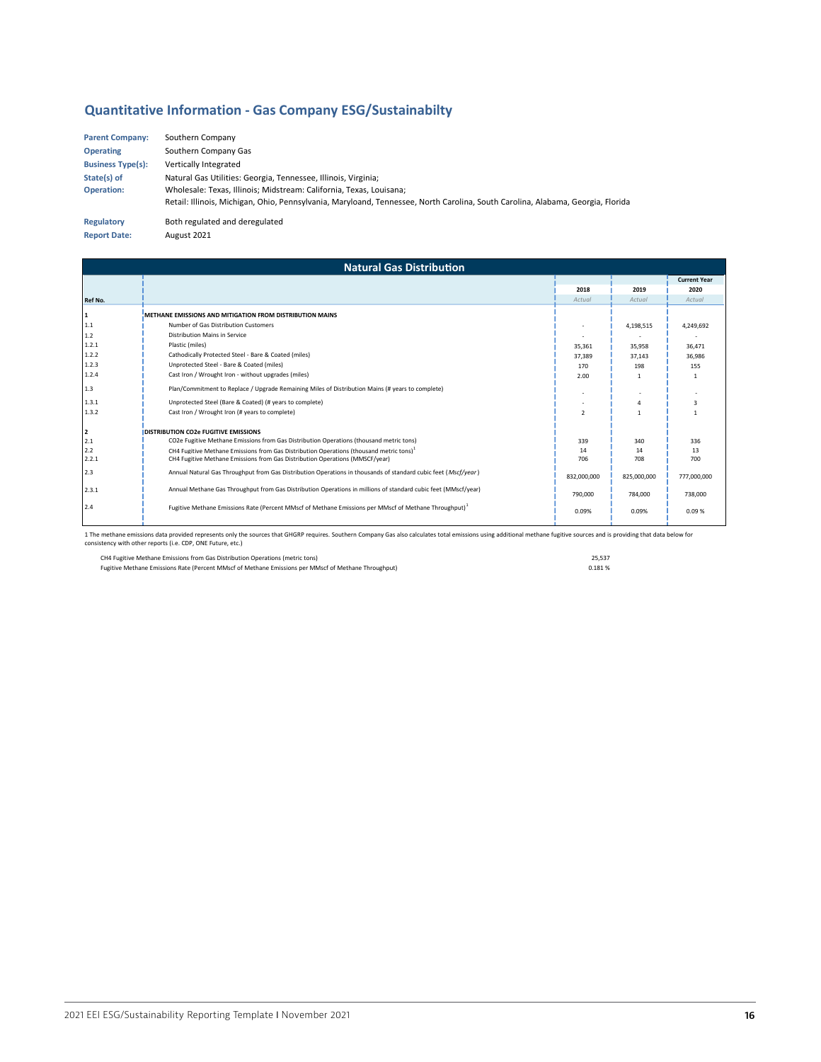## Quantitative Information - Gas Company ESG/Sustainabilty

| | |
|---|---|
| **Parent Company:** | Southern Company |
| **Operating** | Southern Company Gas |
| **Business Type(s):** | Vertically Integrated |
| **State(s) of Operation:** | Natural Gas Utilities: Georgia, Tennessee, Illinois, Virginia;<br>Wholesale: Texas, Illinois; Midstream: California, Texas, Louisana;<br>Retail: Illinois, Michigan, Ohio, Pennsylvania, Maryloand, Tennessee, North Carolina, South Carolina, Alabama, Georgia, Florida |
| **Regulatory** | Both regulated and deregulated |
| **Report Date:** | August 2021 |

### Natural Gas Distribution

| Ref No. | | 2018 | 2019 | Current Year 2020 |
|---|---|---|---|---|
| | | *Actual* | *Actual* | *Actual* |
| **1** | **METHANE EMISSIONS AND MITIGATION FROM DISTRIBUTION MAINS** | | | |
| 1.1 | Number of Gas Distribution Customers | - | 4,198,515 | 4,249,692 |
| 1.2 | Distribution Mains in Service | - | - | - |
| 1.2.1 | Plastic (miles) | 35,361 | 35,958 | 36,471 |
| 1.2.2 | Cathodically Protected Steel - Bare & Coated (miles) | 37,389 | 37,143 | 36,986 |
| 1.2.3 | Unprotected Steel - Bare & Coated (miles) | 170 | 198 | 155 |
| 1.2.4 | Cast Iron / Wrought Iron - without upgrades (miles) | 2.00 | 1 | 1 |
| 1.3 | Plan/Commitment to Replace / Upgrade Remaining Miles of Distribution Mains (# years to complete) | - | - | - |
| 1.3.1 | Unprotected Steel (Bare & Coated) (# years to complete) | - | 4 | 3 |
| 1.3.2 | Cast Iron / Wrought Iron (# years to complete) | 2 | 1 | 1 |
| **2** | **DISTRIBUTION CO2e FUGITIVE EMISSIONS** | | | |
| 2.1 | CO2e Fugitive Methane Emissions from Gas Distribution Operations (thousand metric tons) | 339 | 340 | 336 |
| 2.2 | CH4 Fugitive Methane Emissions from Gas Distribution Operations (thousand metric tons)[1] | 14 | 14 | 13 |
| 2.2.1 | CH4 Fugitive Methane Emissions from Gas Distribution Operations (MMSCF/year) | 706 | 708 | 700 |
| 2.3 | Annual Natural Gas Throughput from Gas Distribution Operations in thousands of standard cubic feet (*Mscf/year*) | 832,000,000 | 825,000,000 | 777,000,000 |
| 2.3.1 | Annual Methane Gas Throughput from Gas Distribution Operations in millions of standard cubic feet (MMscf/year) | 790,000 | 784,000 | 738,000 |
| 2.4 | Fugitive Methane Emissions Rate (Percent MMscf of Methane Emissions per MMscf of Methane Throughput)[1] | 0.09% | 0.09% | 0.09 % |

1 The methane emissions data provided represents only the sources that GHGRP requires. Southern Company Gas also calculates total emissions using additional methane fugitive sources and is providing that data below for consistency with other reports (i.e. CDP, ONE Future, etc.)

| | |
|---|---|
| CH4 Fugitive Methane Emissions from Gas Distribution Operations (metric tons) | 25,537 |
| Fugitive Methane Emissions Rate (Percent MMscf of Methane Emissions per MMscf of Methane Throughput) | 0.181 % |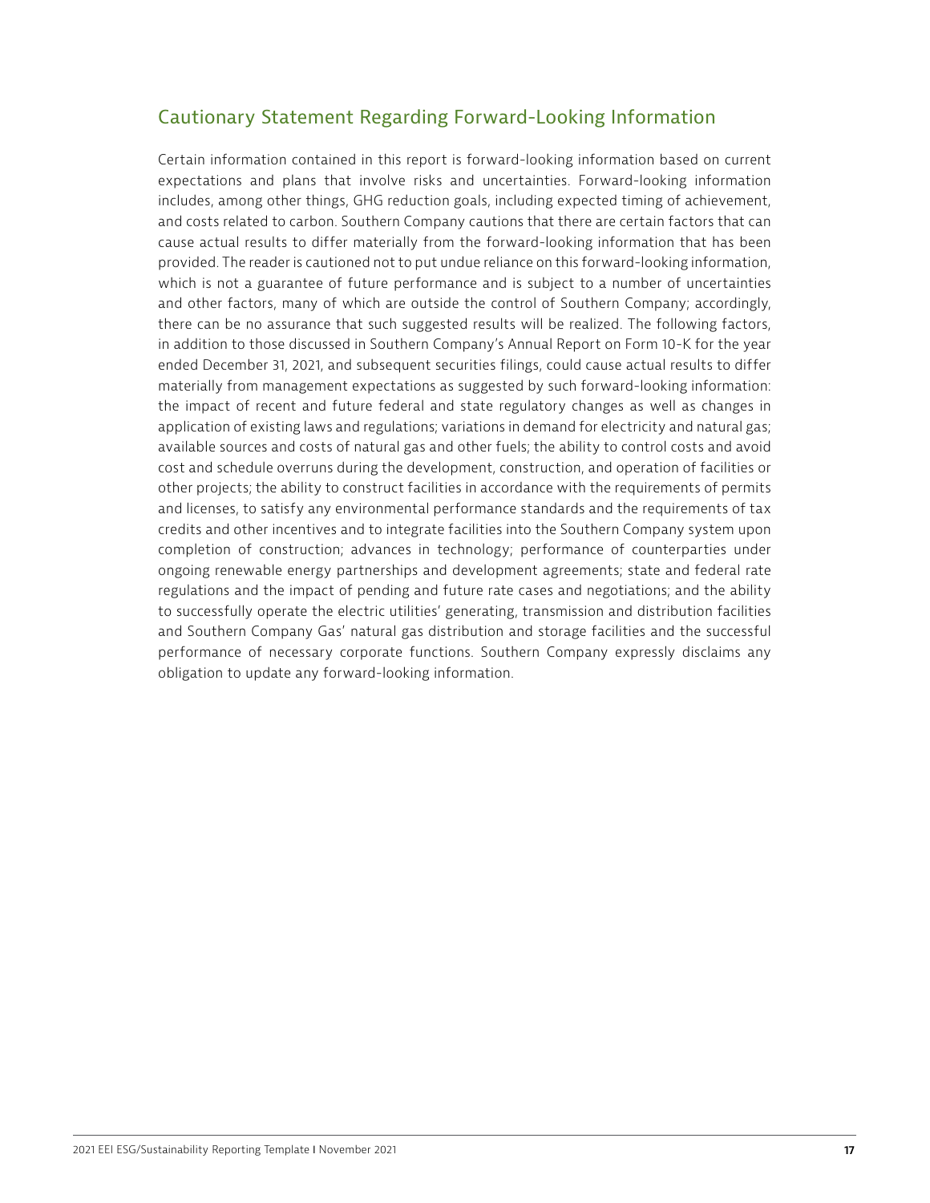## Cautionary Statement Regarding Forward-Looking Information

Certain information contained in this report is forward-looking information based on current expectations and plans that involve risks and uncertainties. Forward-looking information includes, among other things, GHG reduction goals, including expected timing of achievement, and costs related to carbon. Southern Company cautions that there are certain factors that can cause actual results to differ materially from the forward-looking information that has been provided. The reader is cautioned not to put undue reliance on this forward-looking information, which is not a guarantee of future performance and is subject to a number of uncertainties and other factors, many of which are outside the control of Southern Company; accordingly, there can be no assurance that such suggested results will be realized. The following factors, in addition to those discussed in Southern Company's Annual Report on Form 10-K for the year ended December 31, 2021, and subsequent securities filings, could cause actual results to differ materially from management expectations as suggested by such forward-looking information: the impact of recent and future federal and state regulatory changes as well as changes in application of existing laws and regulations; variations in demand for electricity and natural gas; available sources and costs of natural gas and other fuels; the ability to control costs and avoid cost and schedule overruns during the development, construction, and operation of facilities or other projects; the ability to construct facilities in accordance with the requirements of permits and licenses, to satisfy any environmental performance standards and the requirements of tax credits and other incentives and to integrate facilities into the Southern Company system upon completion of construction; advances in technology; performance of counterparties under ongoing renewable energy partnerships and development agreements; state and federal rate regulations and the impact of pending and future rate cases and negotiations; and the ability to successfully operate the electric utilities' generating, transmission and distribution facilities and Southern Company Gas' natural gas distribution and storage facilities and the successful performance of necessary corporate functions. Southern Company expressly disclaims any obligation to update any forward-looking information.